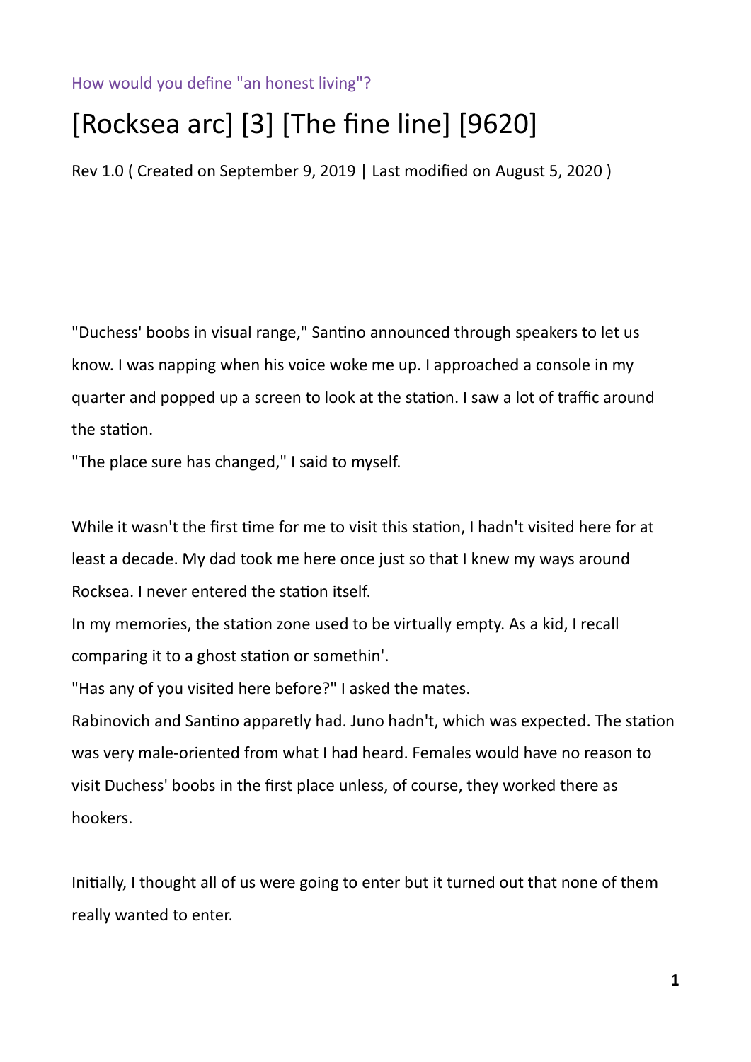How would you define "an honest living"?

# [Rocksea arc] [3] [The fine line] [9620]

Rev 1.0 ( Created on September 9, 2019 | Last modified on August 5, 2020 )

"Duchess' boobs in visual range," Santino announced through speakers to let us know. I was napping when his voice woke me up. I approached a console in my quarter and popped up a screen to look at the station. I saw a lot of traffic around the station.

"The place sure has changed," I said to myself.

While it wasn't the first time for me to visit this station, I hadn't visited here for at least a decade. My dad took me here once just so that I knew my ways around Rocksea. I never entered the station itself.

In my memories, the station zone used to be virtually empty. As a kid, I recall comparing it to a ghost station or somethin'.

"Has any of you visited here before?" I asked the mates.

Rabinovich and Santino apparetly had. Juno hadn't, which was expected. The station was very male-oriented from what I had heard. Females would have no reason to visit Duchess' boobs in the first place unless, of course, they worked there as hookers.

Initially, I thought all of us were going to enter but it turned out that none of them really wanted to enter.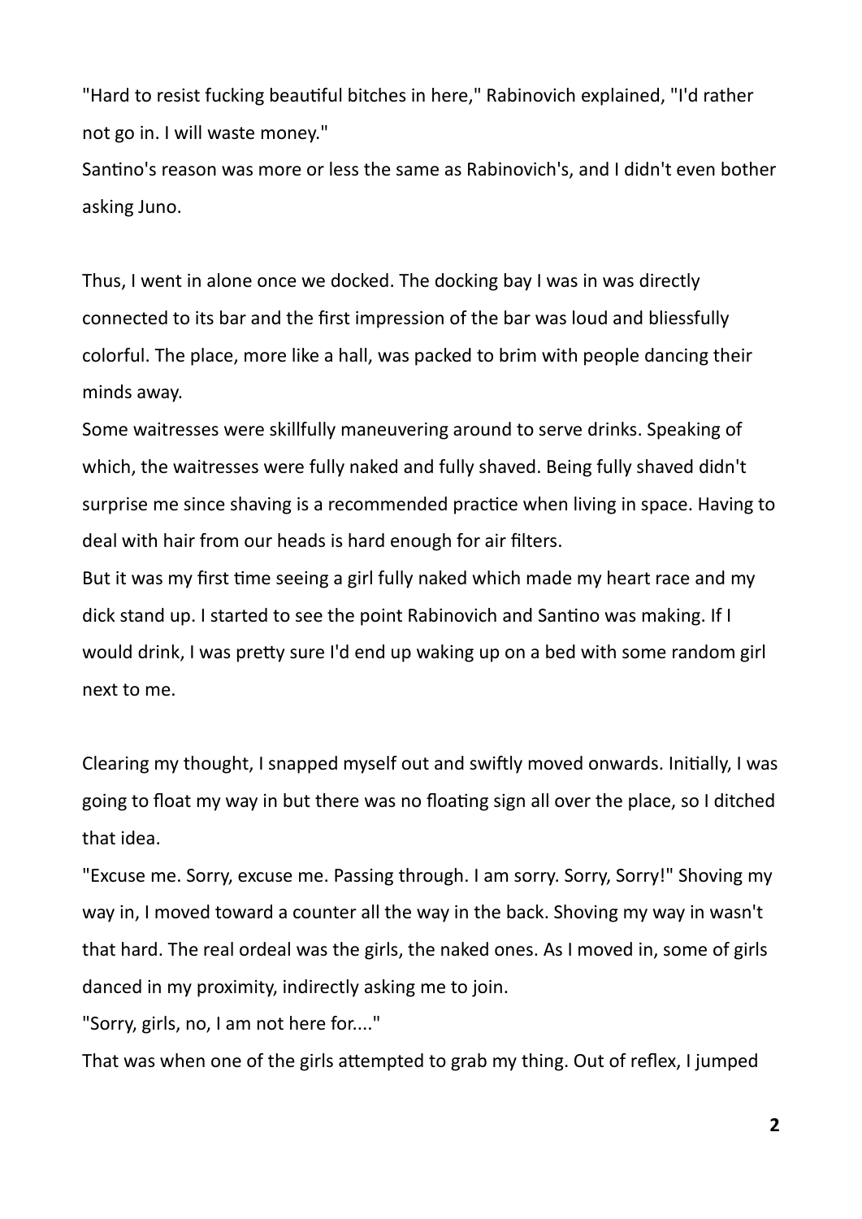"Hard to resist fucking beautiful bitches in here," Rabinovich explained, "I'd rather not go in. I will waste money."

Santino's reason was more or less the same as Rabinovich's, and I didn't even bother asking Juno.

Thus, I went in alone once we docked. The docking bay I was in was directly connected to its bar and the first impression of the bar was loud and bliessfully colorful. The place, more like a hall, was packed to brim with people dancing their minds away.

Some waitresses were skillfully maneuvering around to serve drinks. Speaking of which, the waitresses were fully naked and fully shaved. Being fully shaved didn't surprise me since shaving is a recommended practice when living in space. Having to deal with hair from our heads is hard enough for air filters.

But it was my first time seeing a girl fully naked which made my heart race and my dick stand up. I started to see the point Rabinovich and Santino was making. If I would drink, I was pretty sure I'd end up waking up on a bed with some random girl next to me.

Clearing my thought, I snapped myself out and swiftly moved onwards. Initially, I was going to float my way in but there was no floating sign all over the place, so I ditched that idea.

"Excuse me. Sorry, excuse me. Passing through. I am sorry. Sorry, Sorry!" Shoving my way in, I moved toward a counter all the way in the back. Shoving my way in wasn't that hard. The real ordeal was the girls, the naked ones. As I moved in, some of girls danced in my proximity, indirectly asking me to join.

"Sorry, girls, no, I am not here for...."

That was when one of the girls attempted to grab my thing. Out of reflex, I jumped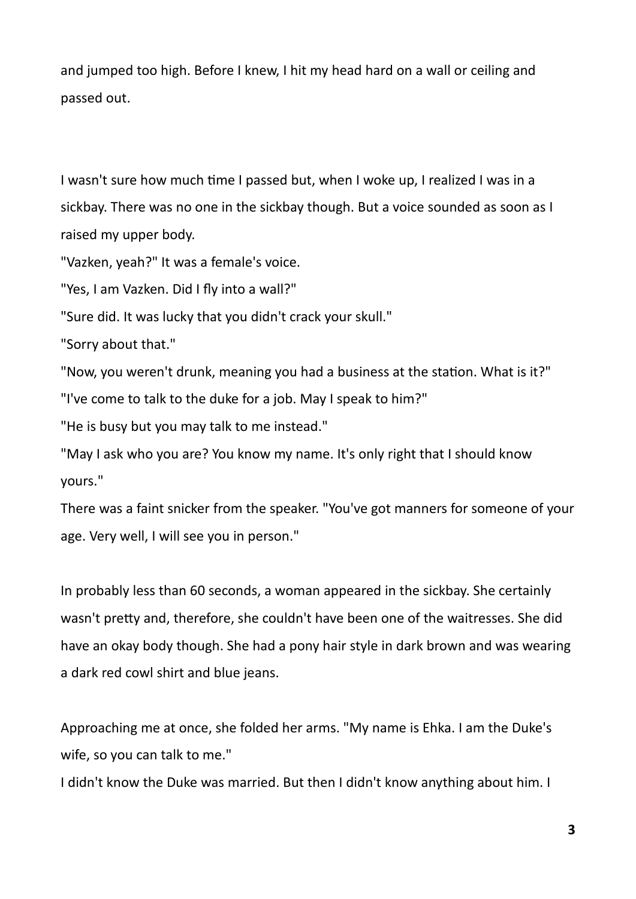and jumped too high. Before I knew, I hit my head hard on a wall or ceiling and passed out.

I wasn't sure how much time I passed but, when I woke up, I realized I was in a sickbay. There was no one in the sickbay though. But a voice sounded as soon as I raised my upper body.

"Vazken, yeah?" It was a female's voice.

"Yes, I am Vazken. Did I fly into a wall?"

"Sure did. It was lucky that you didn't crack your skull."

"Sorry about that."

"Now, you weren't drunk, meaning you had a business at the station. What is it?"

"I've come to talk to the duke for a job. May I speak to him?"

"He is busy but you may talk to me instead."

"May I ask who you are? You know my name. It's only right that I should know yours."

There was a faint snicker from the speaker. "You've got manners for someone of your age. Very well, I will see you in person."

In probably less than 60 seconds, a woman appeared in the sickbay. She certainly wasn't pretty and, therefore, she couldn't have been one of the waitresses. She did have an okay body though. She had a pony hair style in dark brown and was wearing a dark red cowl shirt and blue jeans.

Approaching me at once, she folded her arms. "My name is Ehka. I am the Duke's wife, so you can talk to me."

I didn't know the Duke was married. But then I didn't know anything about him. I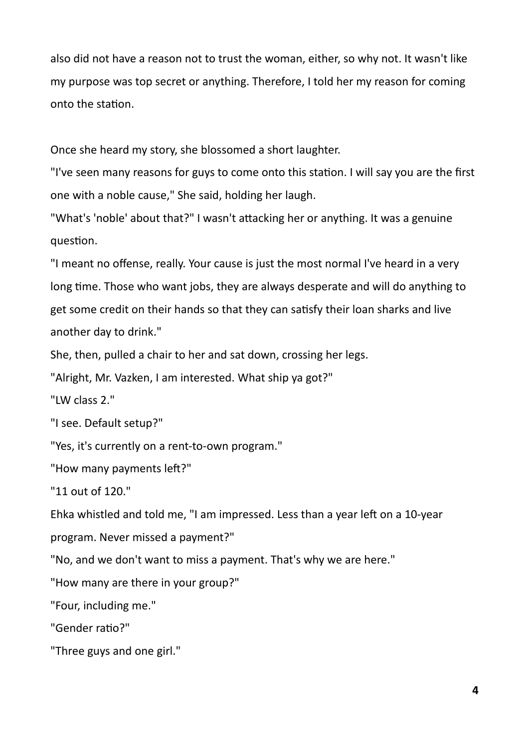also did not have a reason not to trust the woman, either, so why not. It wasn't like my purpose was top secret or anything. Therefore, I told her my reason for coming onto the station.

Once she heard my story, she blossomed a short laughter.

"I've seen many reasons for guys to come onto this station. I will say you are the first one with a noble cause," She said, holding her laugh.

"What's 'noble' about that?" I wasn't attacking her or anything. It was a genuine question.

"I meant no offense, really. Your cause is just the most normal I've heard in a very long time. Those who want jobs, they are always desperate and will do anything to get some credit on their hands so that they can satisfy their loan sharks and live another day to drink."

She, then, pulled a chair to her and sat down, crossing her legs.

"Alright, Mr. Vazken, I am interested. What ship ya got?"

"LW class 2."

"I see. Default setup?"

"Yes, it's currently on a rent-to-own program."

"How many payments left?"

"11 out of 120."

Ehka whistled and told me, "I am impressed. Less than a year left on a 10-year program. Never missed a payment?"

"No, and we don't want to miss a payment. That's why we are here."

"How many are there in your group?"

"Four, including me."

"Gender ratio?"

"Three guys and one girl."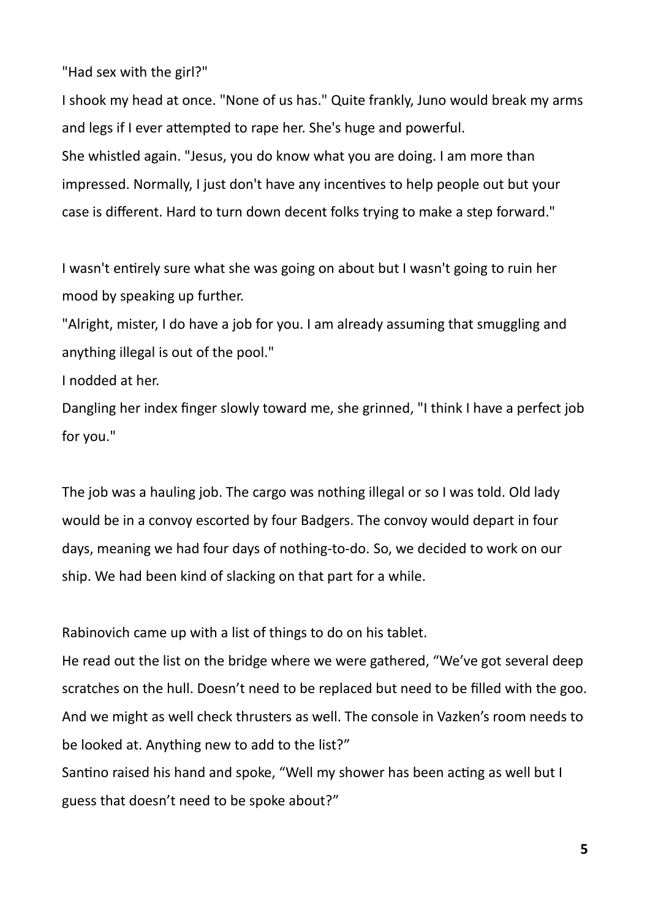"Had sex with the girl?"

I shook my head at once. "None of us has." Quite frankly, Juno would break my arms and legs if I ever attempted to rape her. She's huge and powerful.

She whistled again. "Jesus, you do know what you are doing. I am more than impressed. Normally, I just don't have any incentives to help people out but your case is different. Hard to turn down decent folks trying to make a step forward."

I wasn't entirely sure what she was going on about but I wasn't going to ruin her mood by speaking up further.

"Alright, mister, I do have a job for you. I am already assuming that smuggling and anything illegal is out of the pool."

I nodded at her.

Dangling her index finger slowly toward me, she grinned, "I think I have a perfect job for you."

The job was a hauling job. The cargo was nothing illegal or so I was told. Old lady would be in a convoy escorted by four Badgers. The convoy would depart in four days, meaning we had four days of nothing-to-do. So, we decided to work on our ship. We had been kind of slacking on that part for a while.

Rabinovich came up with a list of things to do on his tablet.

He read out the list on the bridge where we were gathered, "We've got several deep scratches on the hull. Doesn't need to be replaced but need to be filled with the goo. And we might as well check thrusters as well. The console in Vazken's room needs to be looked at. Anything new to add to the list?"

Santino raised his hand and spoke, "Well my shower has been acting as well but I guess that doesn't need to be spoke about?"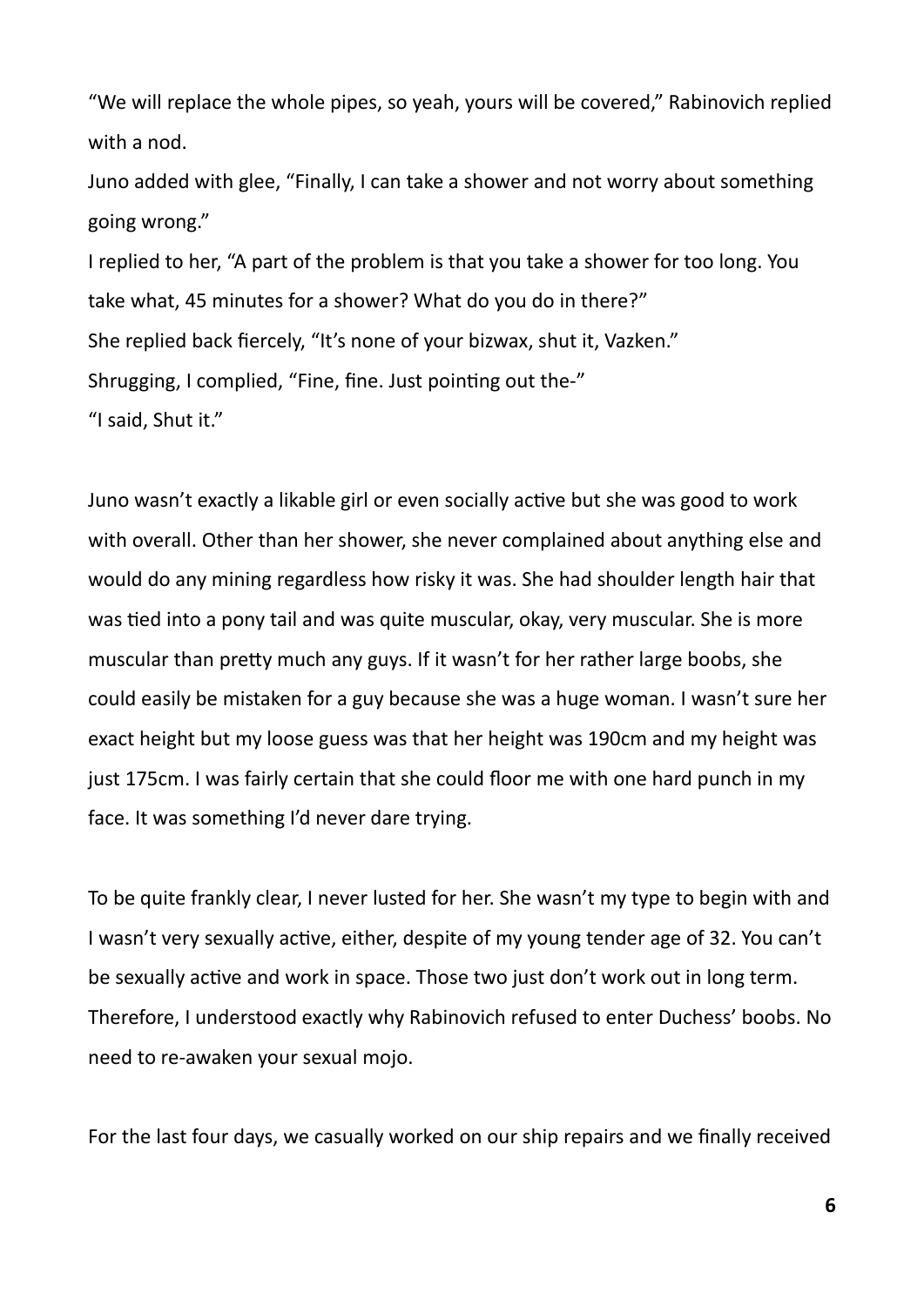"We will replace the whole pipes, so yeah, yours will be covered," Rabinovich replied with a nod.

Juno added with glee, "Finally, I can take a shower and not worry about something going wrong."

I replied to her, "A part of the problem is that you take a shower for too long. You take what, 45 minutes for a shower? What do you do in there?"

She replied back fiercely, "It's none of your bizwax, shut it, Vazken."

Shrugging, I complied, "Fine, fine. Just pointing out the-"

"I said, Shut it."

Juno wasn't exactly a likable girl or even socially active but she was good to work with overall. Other than her shower, she never complained about anything else and would do any mining regardless how risky it was. She had shoulder length hair that was tied into a pony tail and was quite muscular, okay, very muscular. She is more muscular than pretty much any guys. If it wasn't for her rather large boobs, she could easily be mistaken for a guy because she was a huge woman. I wasn't sure her exact height but my loose guess was that her height was 190cm and my height was just 175cm. I was fairly certain that she could floor me with one hard punch in my face. It was something I'd never dare trying.

To be quite frankly clear, I never lusted for her. She wasn't my type to begin with and I wasn't very sexually active, either, despite of my young tender age of 32. You can't be sexually active and work in space. Those two just don't work out in long term. Therefore, I understood exactly why Rabinovich refused to enter Duchess' boobs. No need to re-awaken your sexual mojo.

For the last four days, we casually worked on our ship repairs and we finally received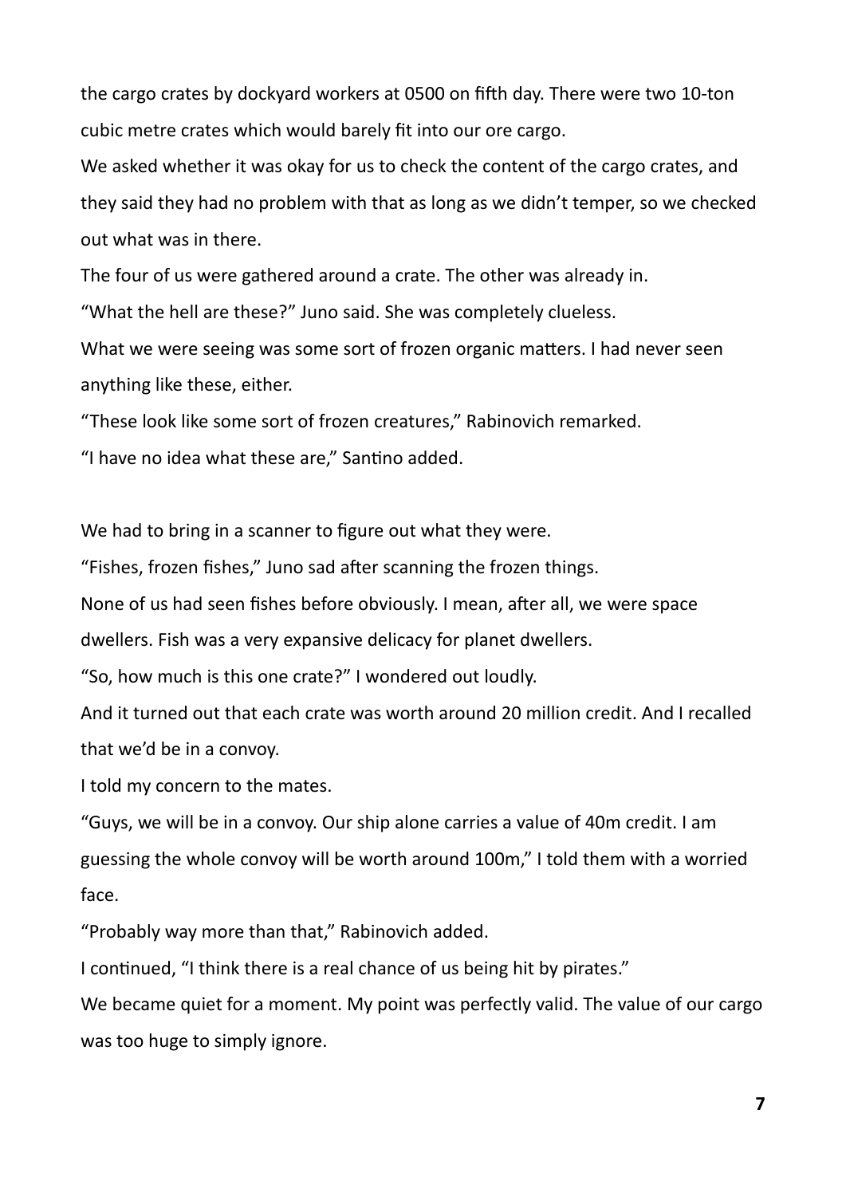the cargo crates by dockyard workers at 0500 on fifth day. There were two 10-ton cubic metre crates which would barely fit into our ore cargo.

We asked whether it was okay for us to check the content of the cargo crates, and they said they had no problem with that as long as we didn't temper, so we checked out what was in there.

The four of us were gathered around a crate. The other was already in.

"What the hell are these?" Juno said. She was completely clueless.

What we were seeing was some sort of frozen organic matters. I had never seen anything like these, either.

"These look like some sort of frozen creatures," Rabinovich remarked.

"I have no idea what these are," Santino added.

We had to bring in a scanner to figure out what they were.

"Fishes, frozen fishes," Juno sad after scanning the frozen things.

None of us had seen fishes before obviously. I mean, after all, we were space dwellers. Fish was a very expansive delicacy for planet dwellers.

"So, how much is this one crate?" I wondered out loudly.

And it turned out that each crate was worth around 20 million credit. And I recalled that we'd be in a convoy.

I told my concern to the mates.

"Guys, we will be in a convoy. Our ship alone carries a value of 40m credit. I am guessing the whole convoy will be worth around 100m," I told them with a worried face.

"Probably way more than that," Rabinovich added.

I continued, "I think there is a real chance of us being hit by pirates."

We became quiet for a moment. My point was perfectly valid. The value of our cargo was too huge to simply ignore.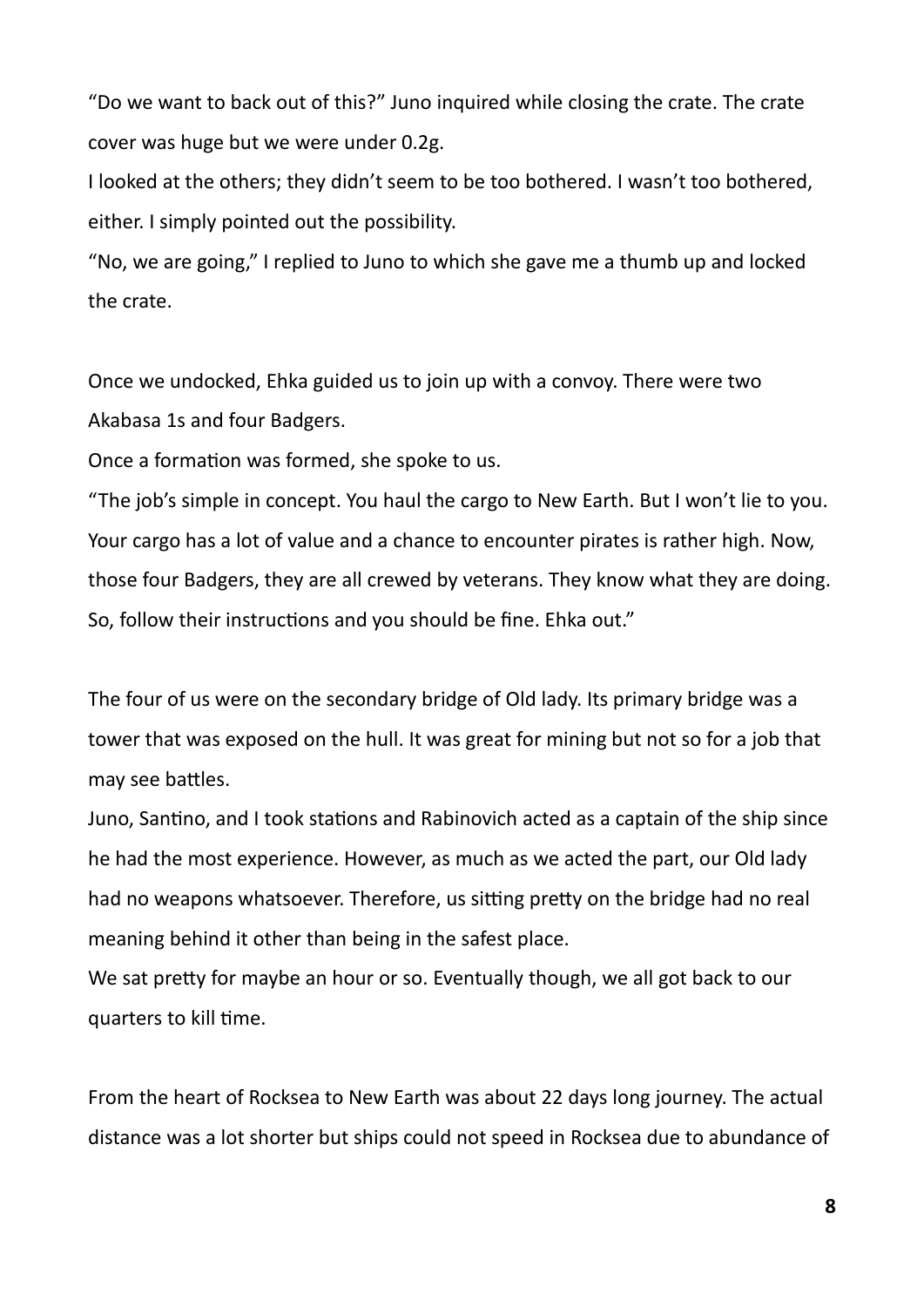"Do we want to back out of this?" Juno inquired while closing the crate. The crate cover was huge but we were under 0.2g.

I looked at the others; they didn't seem to be too bothered. I wasn't too bothered, either. I simply pointed out the possibility.

"No, we are going," I replied to Juno to which she gave me a thumb up and locked the crate.

Once we undocked, Ehka guided us to join up with a convoy. There were two Akabasa 1s and four Badgers.

Once a formation was formed, she spoke to us.

"The job's simple in concept. You haul the cargo to New Earth. But I won't lie to you. Your cargo has a lot of value and a chance to encounter pirates is rather high. Now, those four Badgers, they are all crewed by veterans. They know what they are doing. So, follow their instructions and you should be fine. Ehka out."

The four of us were on the secondary bridge of Old lady. Its primary bridge was a tower that was exposed on the hull. It was great for mining but not so for a job that may see battles.

Juno, Santino, and I took stations and Rabinovich acted as a captain of the ship since he had the most experience. However, as much as we acted the part, our Old lady had no weapons whatsoever. Therefore, us sitting pretty on the bridge had no real meaning behind it other than being in the safest place.

We sat pretty for maybe an hour or so. Eventually though, we all got back to our quarters to kill time.

From the heart of Rocksea to New Earth was about 22 days long journey. The actual distance was a lot shorter but ships could not speed in Rocksea due to abundance of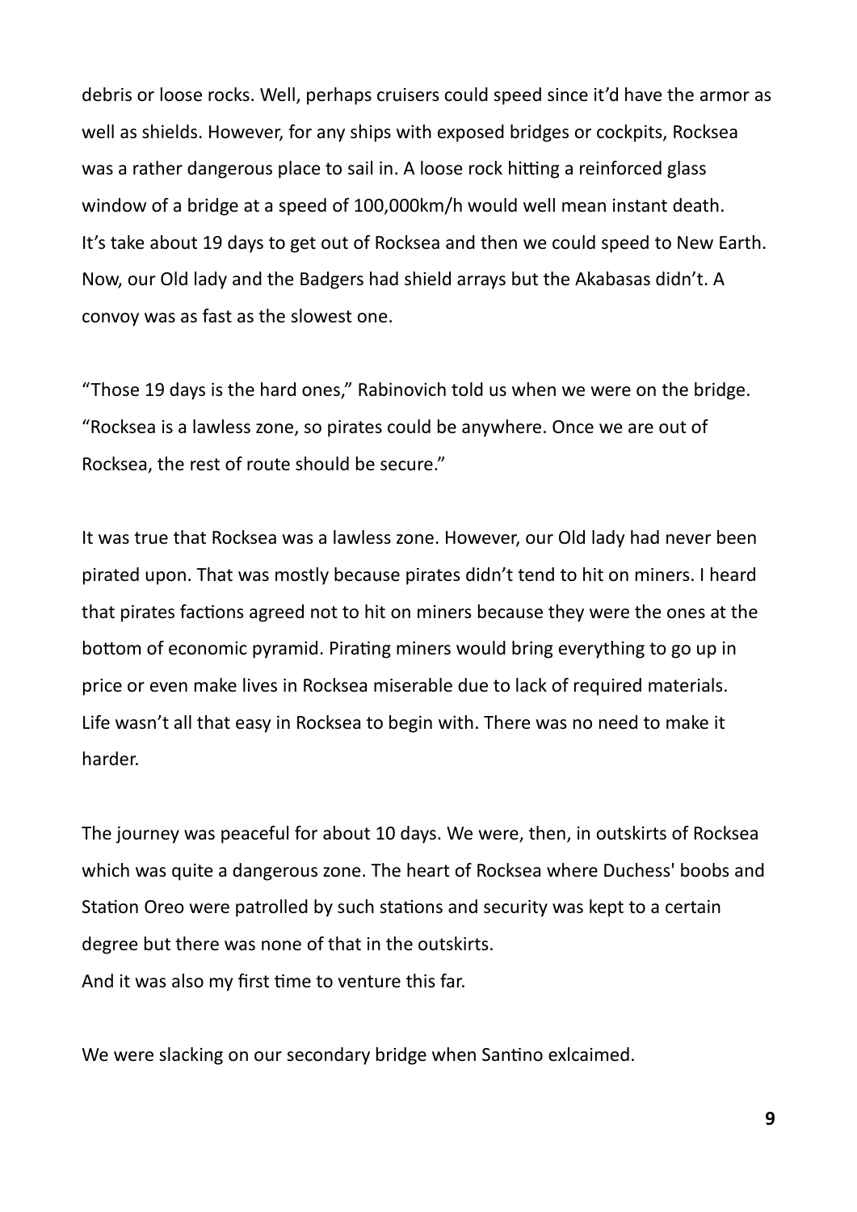debris or loose rocks. Well, perhaps cruisers could speed since it'd have the armor as well as shields. However, for any ships with exposed bridges or cockpits, Rocksea was a rather dangerous place to sail in. A loose rock hitting a reinforced glass window of a bridge at a speed of 100,000km/h would well mean instant death. It's take about 19 days to get out of Rocksea and then we could speed to New Earth. Now, our Old lady and the Badgers had shield arrays but the Akabasas didn't. A convoy was as fast as the slowest one.

"Those 19 days is the hard ones," Rabinovich told us when we were on the bridge. "Rocksea is a lawless zone, so pirates could be anywhere. Once we are out of Rocksea, the rest of route should be secure."

It was true that Rocksea was a lawless zone. However, our Old lady had never been pirated upon. That was mostly because pirates didn't tend to hit on miners. I heard that pirates factions agreed not to hit on miners because they were the ones at the bottom of economic pyramid. Pirating miners would bring everything to go up in price or even make lives in Rocksea miserable due to lack of required materials. Life wasn't all that easy in Rocksea to begin with. There was no need to make it harder.

The journey was peaceful for about 10 days. We were, then, in outskirts of Rocksea which was quite a dangerous zone. The heart of Rocksea where Duchess' boobs and Station Oreo were patrolled by such stations and security was kept to a certain degree but there was none of that in the outskirts.
And it was also my first time to venture this far.

We were slacking on our secondary bridge when Santino exlcaimed.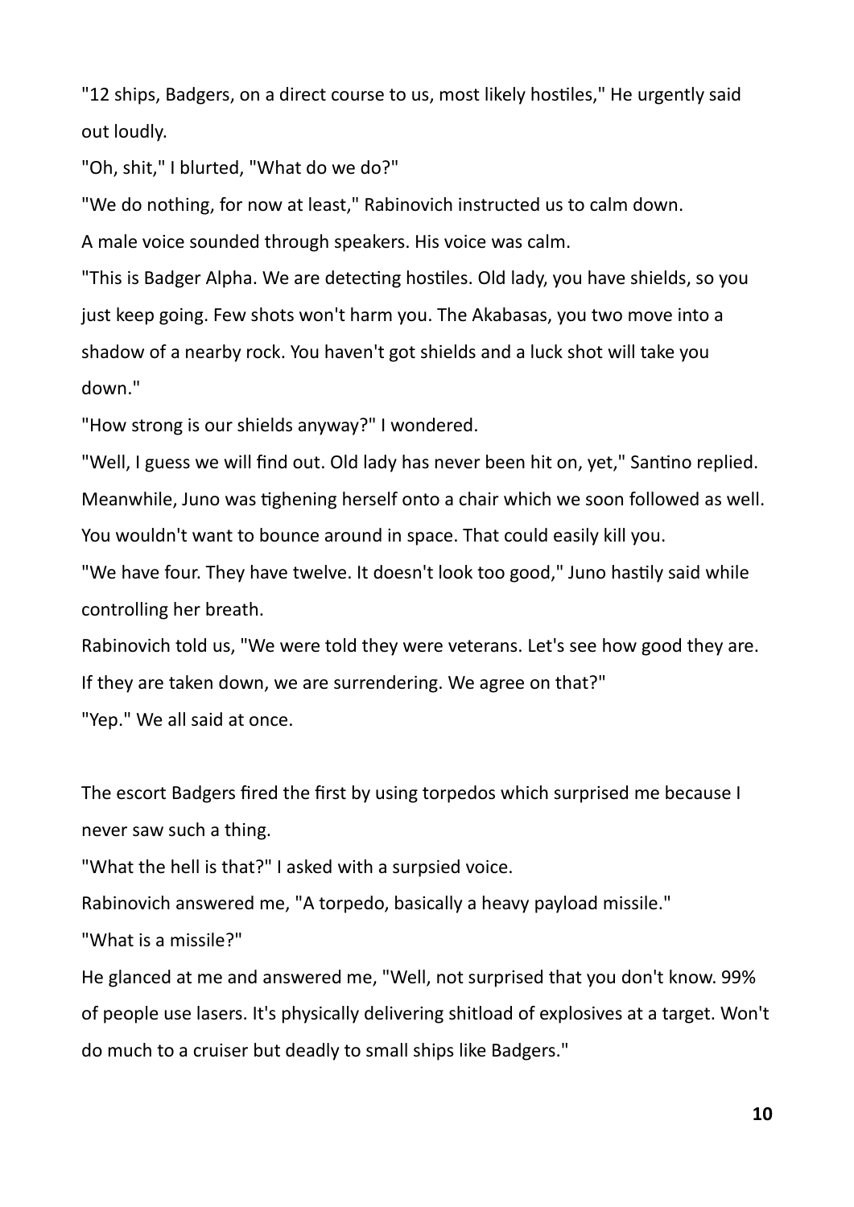"12 ships, Badgers, on a direct course to us, most likely hostiles," He urgently said out loudly.

"Oh, shit," I blurted, "What do we do?"

"We do nothing, for now at least," Rabinovich instructed us to calm down.

A male voice sounded through speakers. His voice was calm.

"This is Badger Alpha. We are detecting hostiles. Old lady, you have shields, so you just keep going. Few shots won't harm you. The Akabasas, you two move into a shadow of a nearby rock. You haven't got shields and a luck shot will take you down."

"How strong is our shields anyway?" I wondered.

"Well, I guess we will find out. Old lady has never been hit on, yet," Santino replied.

Meanwhile, Juno was tighening herself onto a chair which we soon followed as well. You wouldn't want to bounce around in space. That could easily kill you.

"We have four. They have twelve. It doesn't look too good," Juno hastily said while controlling her breath.

Rabinovich told us, "We were told they were veterans. Let's see how good they are. If they are taken down, we are surrendering. We agree on that?"

"Yep." We all said at once.

The escort Badgers fired the first by using torpedos which surprised me because I never saw such a thing.

"What the hell is that?" I asked with a surpsied voice.

Rabinovich answered me, "A torpedo, basically a heavy payload missile."

"What is a missile?"

He glanced at me and answered me, "Well, not surprised that you don't know. 99% of people use lasers. It's physically delivering shitload of explosives at a target. Won't do much to a cruiser but deadly to small ships like Badgers."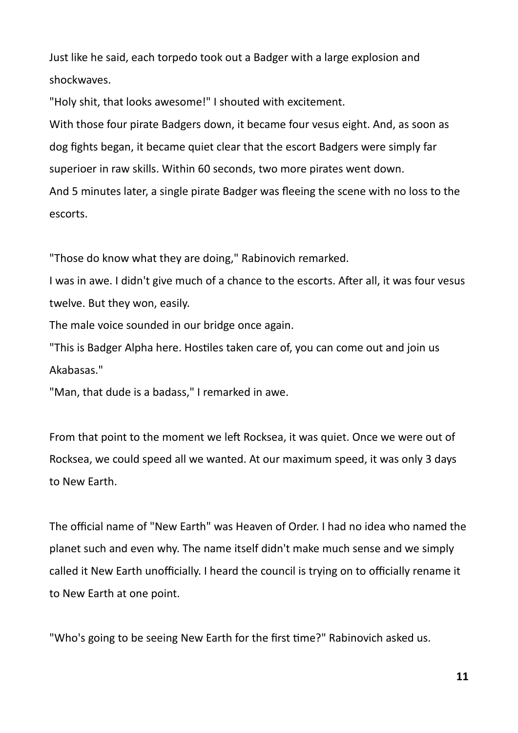Just like he said, each torpedo took out a Badger with a large explosion and shockwaves.

"Holy shit, that looks awesome!" I shouted with excitement.

With those four pirate Badgers down, it became four vesus eight. And, as soon as dog fights began, it became quiet clear that the escort Badgers were simply far superioer in raw skills. Within 60 seconds, two more pirates went down.

And 5 minutes later, a single pirate Badger was fleeing the scene with no loss to the escorts.

"Those do know what they are doing," Rabinovich remarked.

I was in awe. I didn't give much of a chance to the escorts. After all, it was four vesus twelve. But they won, easily.

The male voice sounded in our bridge once again.

"This is Badger Alpha here. Hostiles taken care of, you can come out and join us Akabasas."

"Man, that dude is a badass," I remarked in awe.

From that point to the moment we left Rocksea, it was quiet. Once we were out of Rocksea, we could speed all we wanted. At our maximum speed, it was only 3 days to New Earth.

The official name of "New Earth" was Heaven of Order. I had no idea who named the planet such and even why. The name itself didn't make much sense and we simply called it New Earth unofficially. I heard the council is trying on to officially rename it to New Earth at one point.

"Who's going to be seeing New Earth for the first time?" Rabinovich asked us.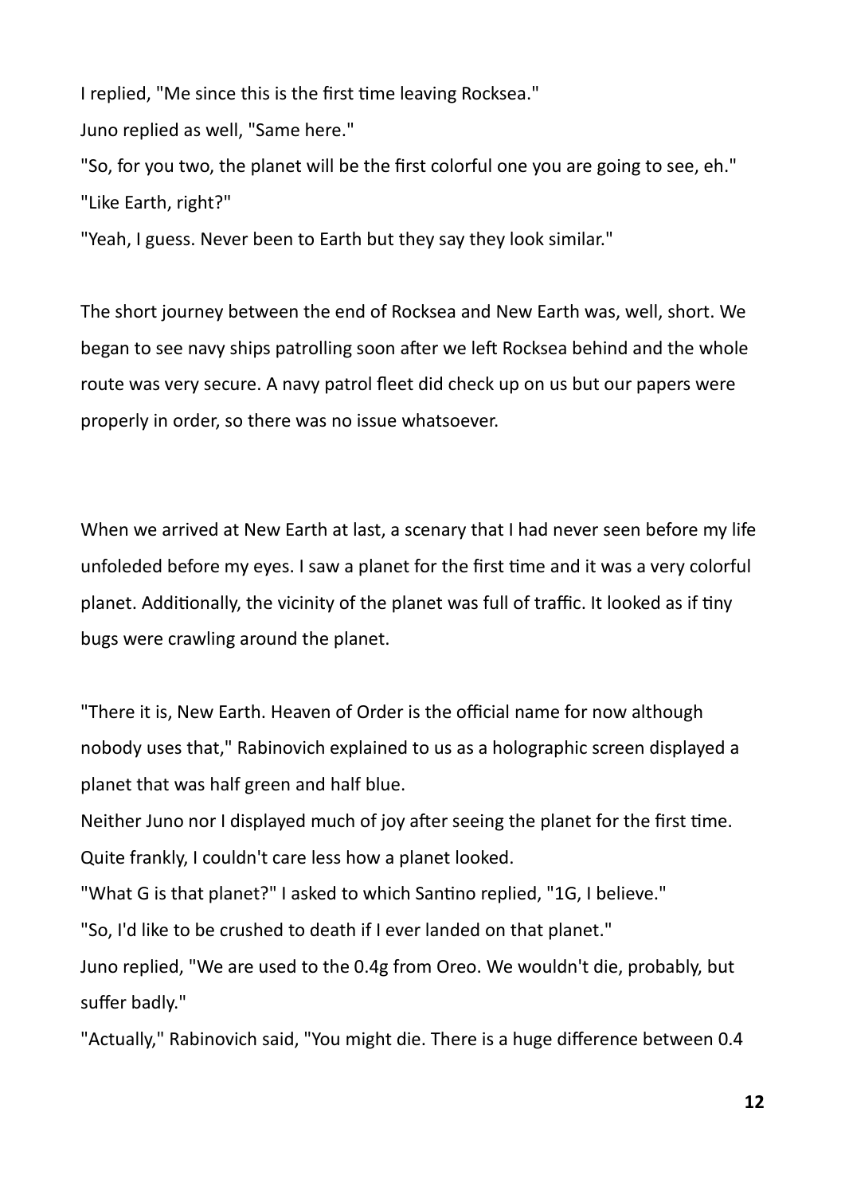I replied, "Me since this is the first time leaving Rocksea."

Juno replied as well, "Same here."

"So, for you two, the planet will be the first colorful one you are going to see, eh."

"Like Earth, right?"

"Yeah, I guess. Never been to Earth but they say they look similar."

The short journey between the end of Rocksea and New Earth was, well, short. We began to see navy ships patrolling soon after we left Rocksea behind and the whole route was very secure. A navy patrol fleet did check up on us but our papers were properly in order, so there was no issue whatsoever.

When we arrived at New Earth at last, a scenary that I had never seen before my life unfoleded before my eyes. I saw a planet for the first time and it was a very colorful planet. Additionally, the vicinity of the planet was full of traffic. It looked as if tiny bugs were crawling around the planet.

"There it is, New Earth. Heaven of Order is the official name for now although nobody uses that," Rabinovich explained to us as a holographic screen displayed a planet that was half green and half blue.

Neither Juno nor I displayed much of joy after seeing the planet for the first time. Quite frankly, I couldn't care less how a planet looked.

"What G is that planet?" I asked to which Santino replied, "1G, I believe."

"So, I'd like to be crushed to death if I ever landed on that planet."

Juno replied, "We are used to the 0.4g from Oreo. We wouldn't die, probably, but suffer badly."

"Actually," Rabinovich said, "You might die. There is a huge difference between 0.4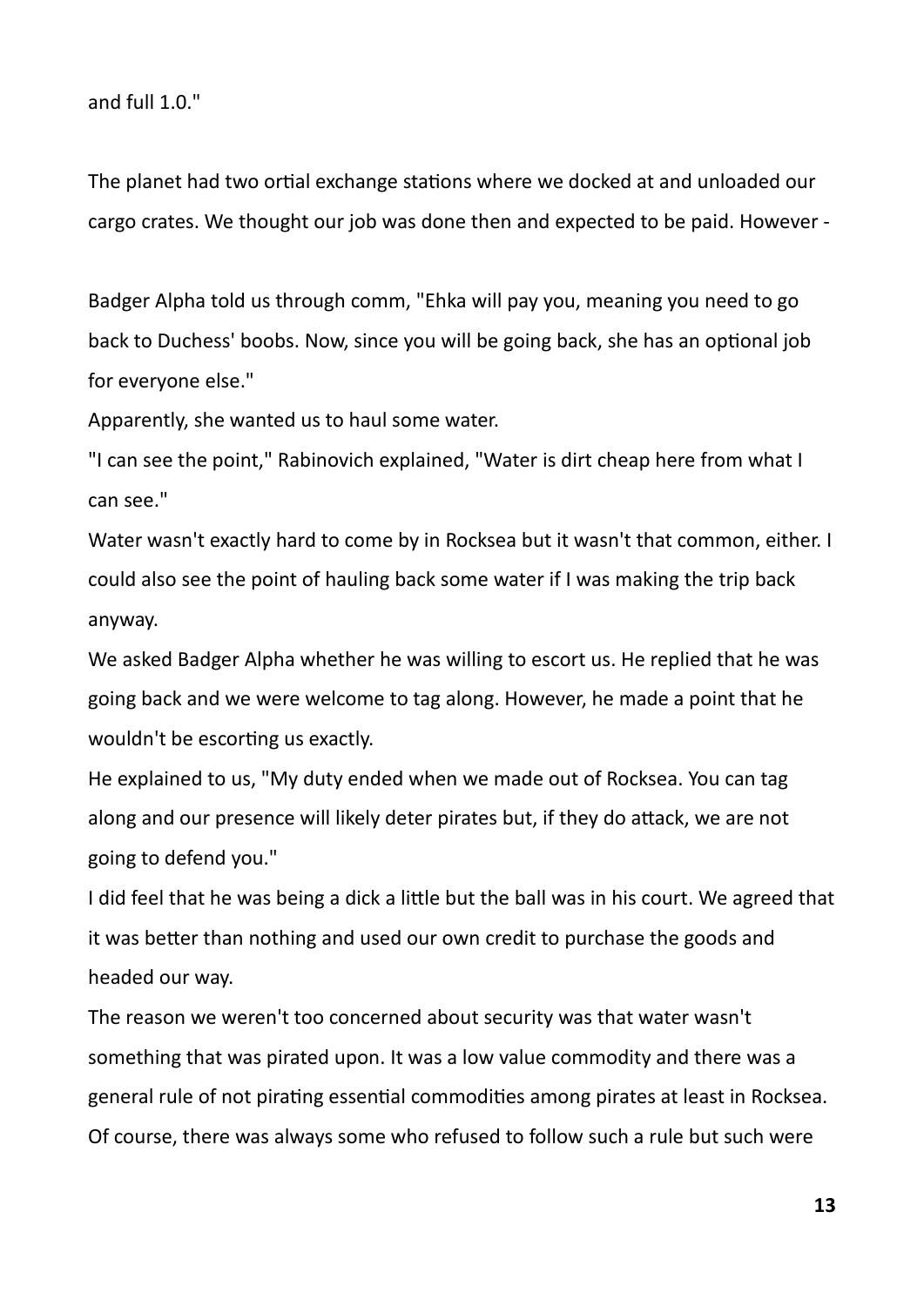and full 1.0."

The planet had two ortial exchange stations where we docked at and unloaded our cargo crates. We thought our job was done then and expected to be paid. However -

Badger Alpha told us through comm, "Ehka will pay you, meaning you need to go back to Duchess' boobs. Now, since you will be going back, she has an optional job for everyone else."

Apparently, she wanted us to haul some water.

"I can see the point," Rabinovich explained, "Water is dirt cheap here from what I can see."

Water wasn't exactly hard to come by in Rocksea but it wasn't that common, either. I could also see the point of hauling back some water if I was making the trip back anyway.

We asked Badger Alpha whether he was willing to escort us. He replied that he was going back and we were welcome to tag along. However, he made a point that he wouldn't be escorting us exactly.

He explained to us, "My duty ended when we made out of Rocksea. You can tag along and our presence will likely deter pirates but, if they do attack, we are not going to defend you."

I did feel that he was being a dick a little but the ball was in his court. We agreed that it was better than nothing and used our own credit to purchase the goods and headed our way.

The reason we weren't too concerned about security was that water wasn't something that was pirated upon. It was a low value commodity and there was a general rule of not pirating essential commodities among pirates at least in Rocksea. Of course, there was always some who refused to follow such a rule but such were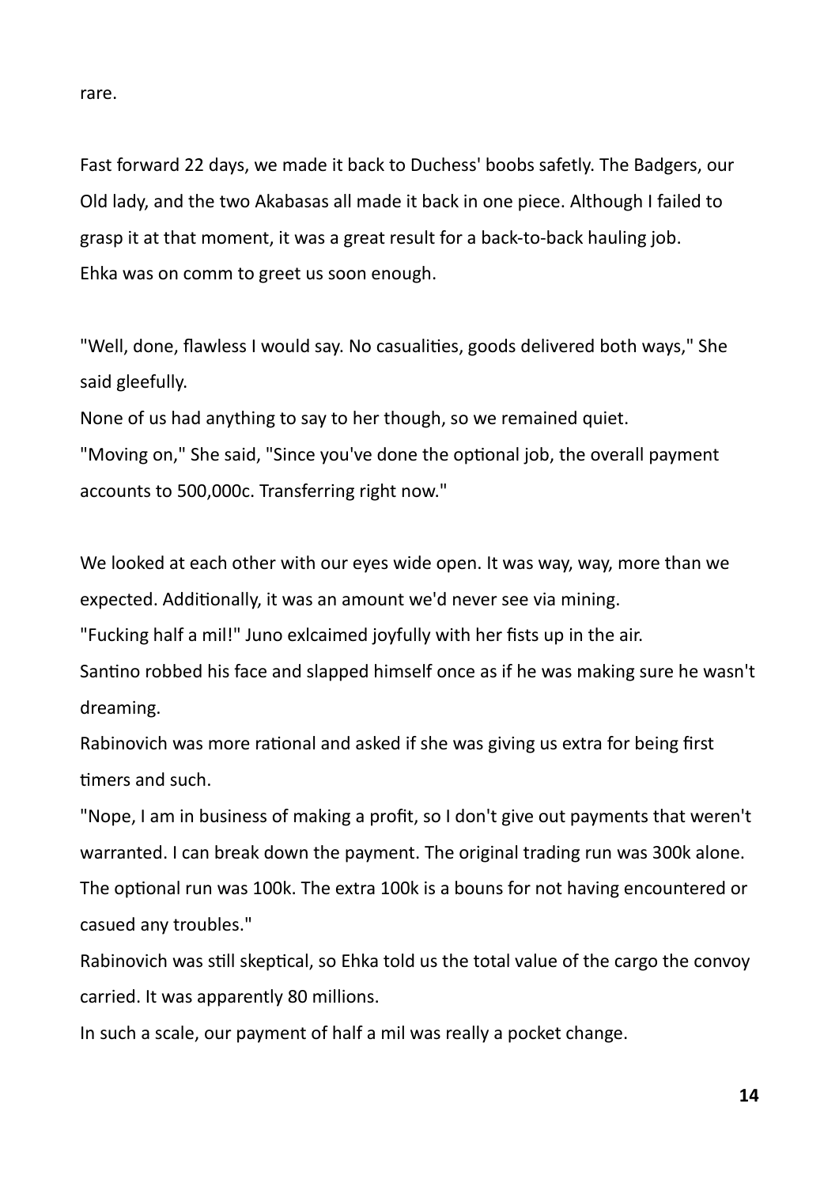rare.

Fast forward 22 days, we made it back to Duchess' boobs safetly. The Badgers, our Old lady, and the two Akabasas all made it back in one piece. Although I failed to grasp it at that moment, it was a great result for a back-to-back hauling job.
Ehka was on comm to greet us soon enough.

"Well, done, flawless I would say. No casualities, goods delivered both ways," She said gleefully.
None of us had anything to say to her though, so we remained quiet.
"Moving on," She said, "Since you've done the optional job, the overall payment accounts to 500,000c. Transferring right now."

We looked at each other with our eyes wide open. It was way, way, more than we expected. Additionally, it was an amount we'd never see via mining.
"Fucking half a mil!" Juno exlcaimed joyfully with her fists up in the air.
Santino robbed his face and slapped himself once as if he was making sure he wasn't dreaming.
Rabinovich was more rational and asked if she was giving us extra for being first timers and such.
"Nope, I am in business of making a profit, so I don't give out payments that weren't warranted. I can break down the payment. The original trading run was 300k alone. The optional run was 100k. The extra 100k is a bouns for not having encountered or casued any troubles."
Rabinovich was still skeptical, so Ehka told us the total value of the cargo the convoy carried. It was apparently 80 millions.
In such a scale, our payment of half a mil was really a pocket change.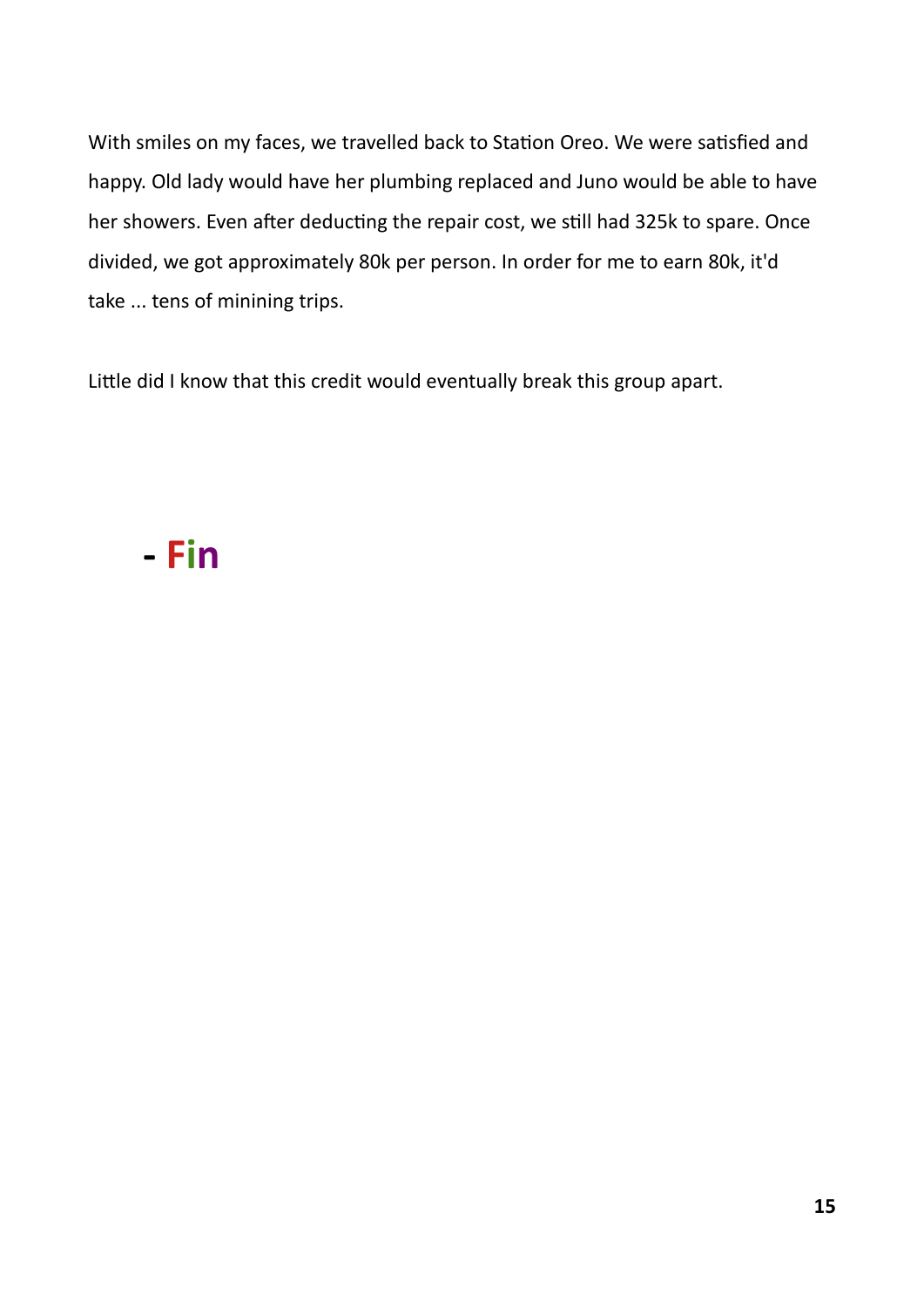With smiles on my faces, we travelled back to Station Oreo. We were satisfied and happy. Old lady would have her plumbing replaced and Juno would be able to have her showers. Even after deducting the repair cost, we still had 325k to spare. Once divided, we got approximately 80k per person. In order for me to earn 80k, it'd take ... tens of minining trips.

Little did I know that this credit would eventually break this group apart.

**- Fin**